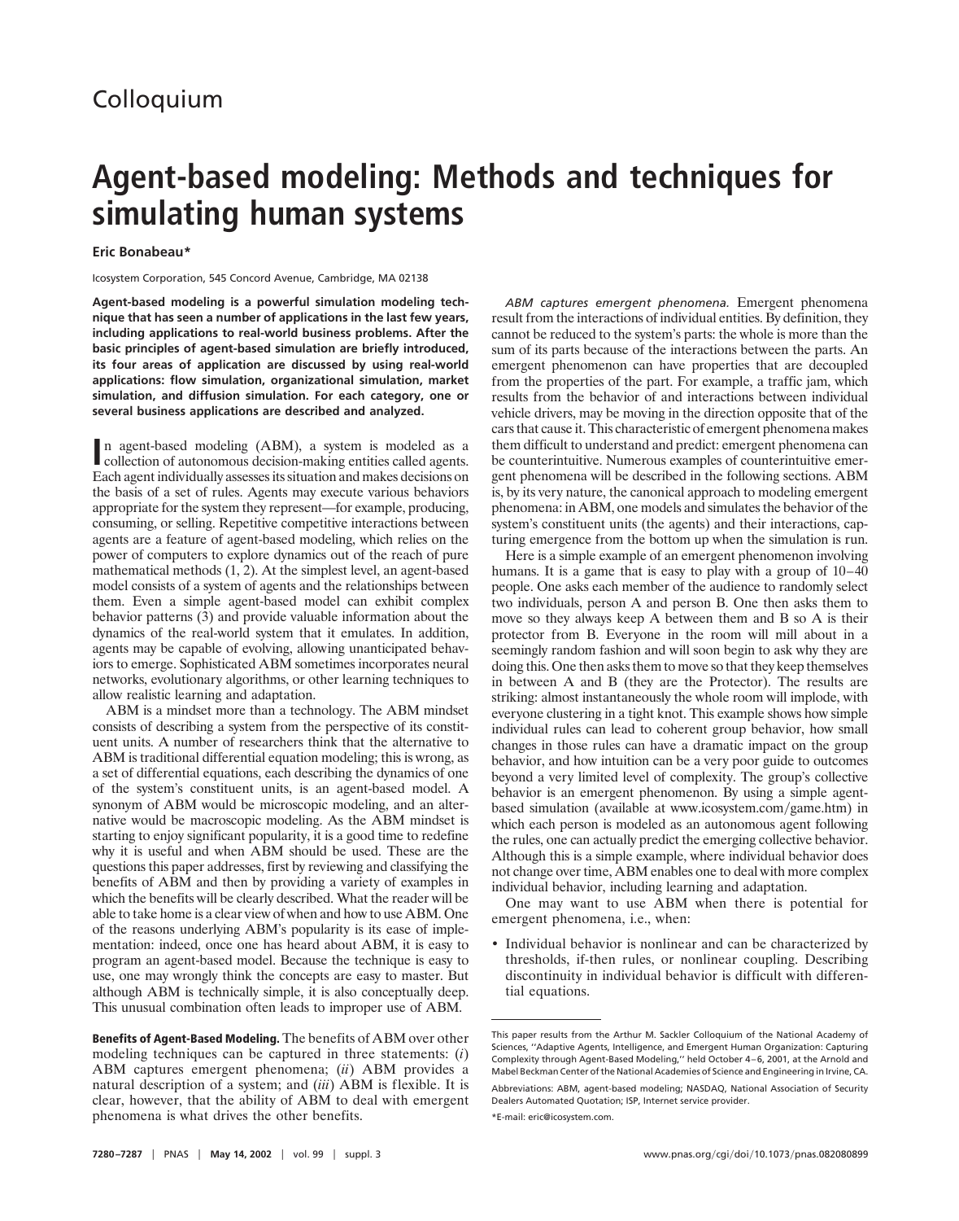# Colloquium

# Agent-based modeling: Methods and techniques for simulating human systems

**Eric Bonabeau***

Icosystem Corporation, 545 Concord Avenue, Cambridge, MA 02138

**Agent-based modeling is a powerful simulation modeling technique that has seen a number of applications in the last few years, including applications to real-world business problems. After the basic principles of agent-based simulation are briefly introduced, its four areas of application are discussed by using real-world applications: flow simulation, organizational simulation, market simulation, and diffusion simulation. For each category, one or several business applications are described and analyzed.**

In agent-based modeling (ABM), a system is modeled as a collection of autonomous decision-making entities called agents. Each agent individually assesses its situation and makes decisions on the basis of a set of rules. Agents may execute various behaviors appropriate for the system they represent—for example, producing, consuming, or selling. Repetitive competitive interactions between agents are a feature of agent-based modeling, which relies on the power of computers to explore dynamics out of the reach of pure mathematical methods (1, 2). At the simplest level, an agent-based model consists of a system of agents and the relationships between them. Even a simple agent-based model can exhibit complex behavior patterns (3) and provide valuable information about the dynamics of the real-world system that it emulates. In addition, agents may be capable of evolving, allowing unanticipated behaviors to emerge. Sophisticated ABM sometimes incorporates neural networks, evolutionary algorithms, or other learning techniques to allow realistic learning and adaptation.

ABM is a mindset more than a technology. The ABM mindset consists of describing a system from the perspective of its constituent units. A number of researchers think that the alternative to ABM is traditional differential equation modeling; this is wrong, as a set of differential equations, each describing the dynamics of one of the system's constituent units, is an agent-based model. A synonym of ABM would be microscopic modeling, and an alternative would be macroscopic modeling. As the ABM mindset is starting to enjoy significant popularity, it is a good time to redefine why it is useful and when ABM should be used. These are the questions this paper addresses, first by reviewing and classifying the benefits of ABM and then by providing a variety of examples in which the benefits will be clearly described. What the reader will be able to take home is a clear view of when and how to use ABM. One of the reasons underlying ABM's popularity is its ease of implementation: indeed, once one has heard about ABM, it is easy to program an agent-based model. Because the technique is easy to use, one may wrongly think the concepts are easy to master. But although ABM is technically simple, it is also conceptually deep. This unusual combination often leads to improper use of ABM.

**Benefits of Agent-Based Modeling.** The benefits of ABM over other modeling techniques can be captured in three statements: (*i*) ABM captures emergent phenomena; (*ii*) ABM provides a natural description of a system; and (*iii*) ABM is flexible. It is clear, however, that the ability of ABM to deal with emergent phenomena is what drives the other benefits.

*ABM captures emergent phenomena.* Emergent phenomena result from the interactions of individual entities. By definition, they cannot be reduced to the system's parts: the whole is more than the sum of its parts because of the interactions between the parts. An emergent phenomenon can have properties that are decoupled from the properties of the part. For example, a traffic jam, which results from the behavior of and interactions between individual vehicle drivers, may be moving in the direction opposite that of the cars that cause it. This characteristic of emergent phenomena makes them difficult to understand and predict: emergent phenomena can be counterintuitive. Numerous examples of counterintuitive emergent phenomena will be described in the following sections. ABM is, by its very nature, the canonical approach to modeling emergent phenomena: in ABM, one models and simulates the behavior of the system's constituent units (the agents) and their interactions, capturing emergence from the bottom up when the simulation is run.

Here is a simple example of an emergent phenomenon involving humans. It is a game that is easy to play with a group of 10–40 people. One asks each member of the audience to randomly select two individuals, person A and person B. One then asks them to move so they always keep A between them and B so A is their protector from B. Everyone in the room will mill about in a seemingly random fashion and will soon begin to ask why they are doing this. One then asks them to move so that they keep themselves in between A and B (they are the Protector). The results are striking: almost instantaneously the whole room will implode, with everyone clustering in a tight knot. This example shows how simple individual rules can lead to coherent group behavior, how small changes in those rules can have a dramatic impact on the group behavior, and how intuition can be a very poor guide to outcomes beyond a very limited level of complexity. The group's collective behavior is an emergent phenomenon. By using a simple agent-based simulation (available at www.icosystem.com/game.htm) in which each person is modeled as an autonomous agent following the rules, one can actually predict the emerging collective behavior. Although this is a simple example, where individual behavior does not change over time, ABM enables one to deal with more complex individual behavior, including learning and adaptation.

One may want to use ABM when there is potential for emergent phenomena, i.e., when:

- Individual behavior is nonlinear and can be characterized by thresholds, if-then rules, or nonlinear coupling. Describing discontinuity in individual behavior is difficult with differential equations.

---

This paper results from the Arthur M. Sackler Colloquium of the National Academy of Sciences, "Adaptive Agents, Intelligence, and Emergent Human Organization: Capturing Complexity through Agent-Based Modeling," held October 4–6, 2001, at the Arnold and Mabel Beckman Center of the National Academies of Science and Engineering in Irvine, CA.

Abbreviations: ABM, agent-based modeling; NASDAQ, National Association of Security Dealers Automated Quotation; ISP, Internet service provider.

*E-mail: eric@icosystem.com.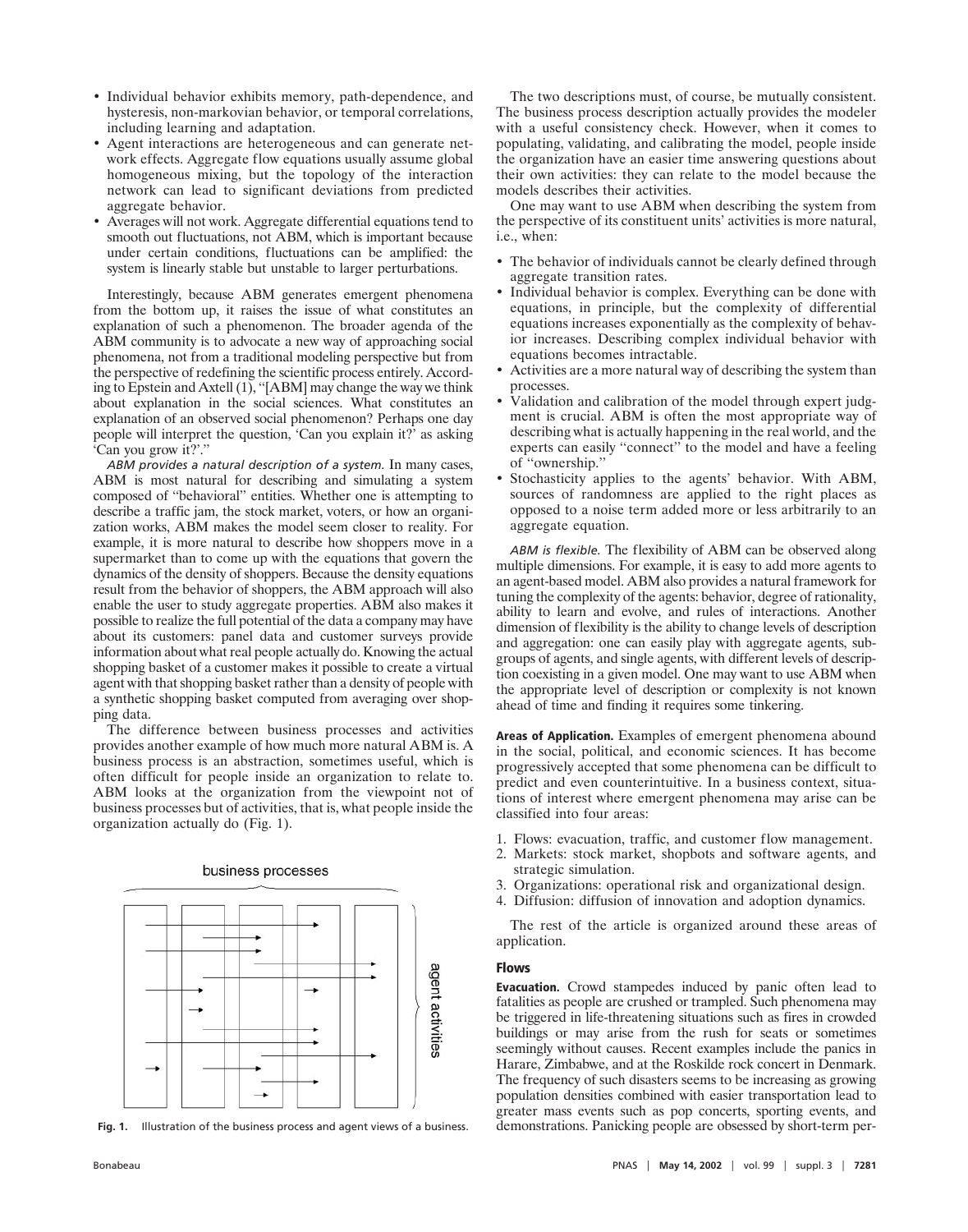- Individual behavior exhibits memory, path-dependence, and hysteresis, non-markovian behavior, or temporal correlations, including learning and adaptation.
- Agent interactions are heterogeneous and can generate network effects. Aggregate flow equations usually assume global homogeneous mixing, but the topology of the interaction network can lead to significant deviations from predicted aggregate behavior.
- Averages will not work. Aggregate differential equations tend to smooth out fluctuations, not ABM, which is important because under certain conditions, fluctuations can be amplified: the system is linearly stable but unstable to larger perturbations.

Interestingly, because ABM generates emergent phenomena from the bottom up, it raises the issue of what constitutes an explanation of such a phenomenon. The broader agenda of the ABM community is to advocate a new way of approaching social phenomena, not from a traditional modeling perspective but from the perspective of redefining the scientific process entirely. According to Epstein and Axtell (1), "[ABM] may change the way we think about explanation in the social sciences. What constitutes an explanation of an observed social phenomenon? Perhaps one day people will interpret the question, 'Can you explain it?' as asking 'Can you grow it?'."

*ABM provides a natural description of a system.* In many cases, ABM is most natural for describing and simulating a system composed of "behavioral" entities. Whether one is attempting to describe a traffic jam, the stock market, voters, or how an organization works, ABM makes the model seem closer to reality. For example, it is more natural to describe how shoppers move in a supermarket than to come up with the equations that govern the dynamics of the density of shoppers. Because the density equations result from the behavior of shoppers, the ABM approach will also enable the user to study aggregate properties. ABM also makes it possible to realize the full potential of the data a company may have about its customers: panel data and customer surveys provide information about what real people actually do. Knowing the actual shopping basket of a customer makes it possible to create a virtual agent with that shopping basket rather than a density of people with a synthetic shopping basket computed from averaging over shopping data.

The difference between business processes and activities provides another example of how much more natural ABM is. A business process is an abstraction, sometimes useful, which is often difficult for people inside an organization to relate to. ABM looks at the organization from the viewpoint not of business processes but of activities, that is, what people inside the organization actually do (Fig. 1).

**Fig. 1.** Illustration of the business process and agent views of a business.

The two descriptions must, of course, be mutually consistent. The business process description actually provides the modeler with a useful consistency check. However, when it comes to populating, validating, and calibrating the model, people inside the organization have an easier time answering questions about their own activities: they can relate to the model because the models describes their activities.

One may want to use ABM when describing the system from the perspective of its constituent units' activities is more natural, i.e., when:

- The behavior of individuals cannot be clearly defined through aggregate transition rates.
- Individual behavior is complex. Everything can be done with equations, in principle, but the complexity of differential equations increases exponentially as the complexity of behavior increases. Describing complex individual behavior with equations becomes intractable.
- Activities are a more natural way of describing the system than processes.
- Validation and calibration of the model through expert judgment is crucial. ABM is often the most appropriate way of describing what is actually happening in the real world, and the experts can easily "connect" to the model and have a feeling of "ownership."
- Stochasticity applies to the agents' behavior. With ABM, sources of randomness are applied to the right places as opposed to a noise term added more or less arbitrarily to an aggregate equation.

*ABM is flexible.* The flexibility of ABM can be observed along multiple dimensions. For example, it is easy to add more agents to an agent-based model. ABM also provides a natural framework for tuning the complexity of the agents: behavior, degree of rationality, ability to learn and evolve, and rules of interactions. Another dimension of flexibility is the ability to change levels of description and aggregation: one can easily play with aggregate agents, subgroups of agents, and single agents, with different levels of description coexisting in a given model. One may want to use ABM when the appropriate level of description or complexity is not known ahead of time and finding it requires some tinkering.

**Areas of Application.** Examples of emergent phenomena abound in the social, political, and economic sciences. It has become progressively accepted that some phenomena can be difficult to predict and even counterintuitive. In a business context, situations of interest where emergent phenomena may arise can be classified into four areas:

1. Flows: evacuation, traffic, and customer flow management.
2. Markets: stock market, shopbots and software agents, and strategic simulation.
3. Organizations: operational risk and organizational design.
4. Diffusion: diffusion of innovation and adoption dynamics.

The rest of the article is organized around these areas of application.

## Flows

**Evacuation.** Crowd stampedes induced by panic often lead to fatalities as people are crushed or trampled. Such phenomena may be triggered in life-threatening situations such as fires in crowded buildings or may arise from the rush for seats or sometimes seemingly without causes. Recent examples include the panics in Harare, Zimbabwe, and at the Roskilde rock concert in Denmark. The frequency of such disasters seems to be increasing as growing population densities combined with easier transportation lead to greater mass events such as pop concerts, sporting events, and demonstrations. Panicking people are obsessed by short-term per-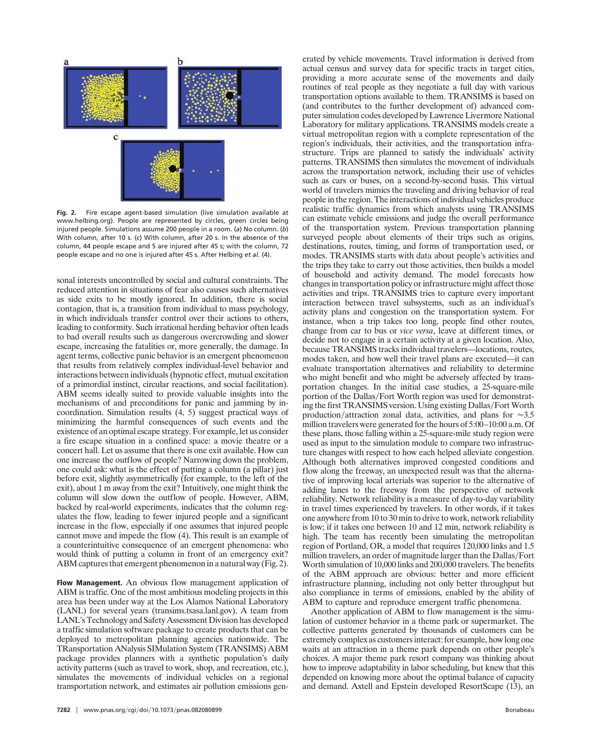**Fig. 2.** Fire escape agent-based simulation (live simulation available at www.helbing.org). People are represented by circles, green circles being injured people. Simulations assume 200 people in a room. (*a*) No column. (*b*) With column, after 10 s. (*c*) With column, after 20 s. In the absence of the column, 44 people escape and 5 are injured after 45 s; with the column, 72 people escape and no one is injured after 45 s. After Helbing *et al.* (4).

sonal interests uncontrolled by social and cultural constraints. The reduced attention in situations of fear also causes such alternatives as side exits to be mostly ignored. In addition, there is social contagion, that is, a transition from individual to mass psychology, in which individuals transfer control over their actions to others, leading to conformity. Such irrational herding behavior often leads to bad overall results such as dangerous overcrowding and slower escape, increasing the fatalities or, more generally, the damage. In agent terms, collective panic behavior is an emergent phenomenon that results from relatively complex individual-level behavior and interactions between individuals (hypnotic effect, mutual excitation of a primordial instinct, circular reactions, and social facilitation). ABM seems ideally suited to provide valuable insights into the mechanisms of and preconditions for panic and jamming by incoordination. Simulation results (4, 5) suggest practical ways of minimizing the harmful consequences of such events and the existence of an optimal escape strategy. For example, let us consider a fire escape situation in a confined space: a movie theatre or a concert hall. Let us assume that there is one exit available. How can one increase the outflow of people? Narrowing down the problem, one could ask: what is the effect of putting a column (a pillar) just before exit, slightly asymmetrically (for example, to the left of the exit), about 1 m away from the exit? Intuitively, one might think the column will slow down the outflow of people. However, ABM, backed by real-world experiments, indicates that the column regulates the flow, leading to fewer injured people and a significant increase in the flow, especially if one assumes that injured people cannot move and impede the flow (4). This result is an example of a counterintuitive consequence of an emergent phenomena: who would think of putting a column in front of an emergency exit? ABM captures that emergent phenomenon in a natural way (Fig. 2).

**Flow Management.** An obvious flow management application of ABM is traffic. One of the most ambitious modeling projects in this area has been under way at the Los Alamos National Laboratory (LANL) for several years (transims.tsasa.lanl.gov). A team from LANL's Technology and Safety Assessment Division has developed a traffic simulation software package to create products that can be deployed to metropolitan planning agencies nationwide. The TRansportation ANalysis SIMulation System (TRANSIMS) ABM package provides planners with a synthetic population's daily activity patterns (such as travel to work, shop, and recreation, etc.), simulates the movements of individual vehicles on a regional transportation network, and estimates air pollution emissions generated by vehicle movements. Travel information is derived from actual census and survey data for specific tracts in target cities, providing a more accurate sense of the movements and daily routines of real people as they negotiate a full day with various transportation options available to them. TRANSIMS is based on (and contributes to the further development of) advanced computer simulation codes developed by Lawrence Livermore National Laboratory for military applications. TRANSIMS models create a virtual metropolitan region with a complete representation of the region's individuals, their activities, and the transportation infrastructure. Trips are planned to satisfy the individuals' activity patterns. TRANSIMS then simulates the movement of individuals across the transportation network, including their use of vehicles such as cars or buses, on a second-by-second basis. This virtual world of travelers mimics the traveling and driving behavior of real people in the region. The interactions of individual vehicles produce realistic traffic dynamics from which analysts using TRANSIMS can estimate vehicle emissions and judge the overall performance of the transportation system. Previous transportation planning surveyed people about elements of their trips such as origins, destinations, routes, timing, and forms of transportation used, or modes. TRANSIMS starts with data about people's activities and the trips they take to carry out those activities, then builds a model of household and activity demand. The model forecasts how changes in transportation policy or infrastructure might affect those activities and trips. TRANSIMS tries to capture every important interaction between travel subsystems, such as an individual's activity plans and congestion on the transportation system. For instance, when a trip takes too long, people find other routes, change from car to bus or *vice versa*, leave at different times, or decide not to engage in a certain activity at a given location. Also, because TRANSIMS tracks individual travelers—locations, routes, modes taken, and how well their travel plans are executed—it can evaluate transportation alternatives and reliability to determine who might benefit and who might be adversely affected by transportation changes. In the initial case studies, a 25-square-mile portion of the Dallas/Fort Worth region was used for demonstrating the first TRANSIMS version. Using existing Dallas/Fort Worth production/attraction zonal data, activities, and plans for $\approx$3.5 million travelers were generated for the hours of 5:00–10:00 a.m. Of these plans, those falling within a 25-square-mile study region were used as input to the simulation module to compare two infrastructure changes with respect to how each helped alleviate congestion. Although both alternatives improved congested conditions and flow along the freeway, an unexpected result was that the alternative of improving local arterials was superior to the alternative of adding lanes to the freeway from the perspective of network reliability. Network reliability is a measure of day-to-day variability in travel times experienced by travelers. In other words, if it takes one anywhere from 10 to 30 min to drive to work, network reliability is low; if it takes one between 10 and 12 min, network reliability is high. The team has recently been simulating the metropolitan region of Portland, OR, a model that requires 120,000 links and 1.5 million travelers, an order of magnitude larger than the Dallas/Fort Worth simulation of 10,000 links and 200,000 travelers. The benefits of the ABM approach are obvious: better and more efficient infrastructure planning, including not only better throughput but also compliance in terms of emissions, enabled by the ability of ABM to capture and reproduce emergent traffic phenomena.

Another application of ABM to flow management is the simulation of customer behavior in a theme park or supermarket. The collective patterns generated by thousands of customers can be extremely complex as customers interact: for example, how long one waits at an attraction in a theme park depends on other people's choices. A major theme park resort company was thinking about how to improve adaptability in labor scheduling, but knew that this depended on knowing more about the optimal balance of capacity and demand. Axtell and Epstein developed ResortScape (13), an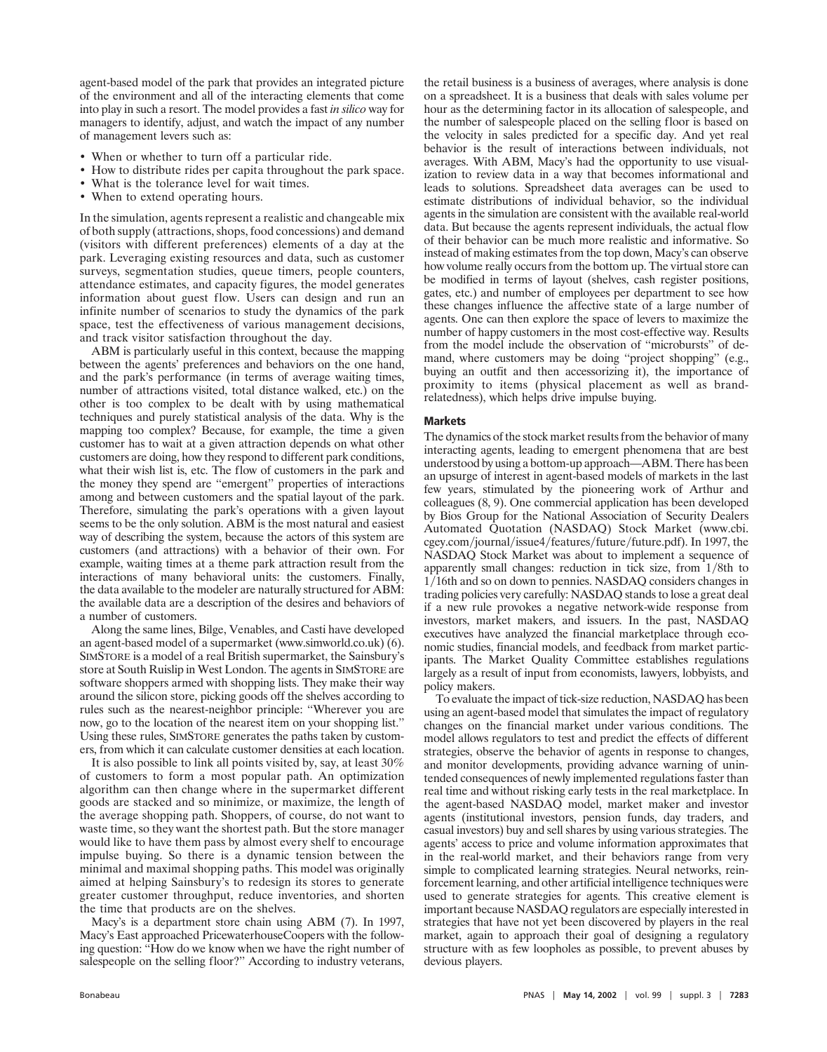agent-based model of the park that provides an integrated picture of the environment and all of the interacting elements that come into play in such a resort. The model provides a fast *in silico* way for managers to identify, adjust, and watch the impact of any number of management levers such as:

- When or whether to turn off a particular ride.
- How to distribute rides per capita throughout the park space.
- What is the tolerance level for wait times.
- When to extend operating hours.

In the simulation, agents represent a realistic and changeable mix of both supply (attractions, shops, food concessions) and demand (visitors with different preferences) elements of a day at the park. Leveraging existing resources and data, such as customer surveys, segmentation studies, queue timers, people counters, attendance estimates, and capacity figures, the model generates information about guest flow. Users can design and run an infinite number of scenarios to study the dynamics of the park space, test the effectiveness of various management decisions, and track visitor satisfaction throughout the day.

ABM is particularly useful in this context, because the mapping between the agents' preferences and behaviors on the one hand, and the park's performance (in terms of average waiting times, number of attractions visited, total distance walked, etc.) on the other is too complex to be dealt with by using mathematical techniques and purely statistical analysis of the data. Why is the mapping too complex? Because, for example, the time a given customer has to wait at a given attraction depends on what other customers are doing, how they respond to different park conditions, what their wish list is, etc. The flow of customers in the park and the money they spend are "emergent" properties of interactions among and between customers and the spatial layout of the park. Therefore, simulating the park's operations with a given layout seems to be the only solution. ABM is the most natural and easiest way of describing the system, because the actors of this system are customers (and attractions) with a behavior of their own. For example, waiting times at a theme park attraction result from the interactions of many behavioral units: the customers. Finally, the data available to the modeler are naturally structured for ABM: the available data are a description of the desires and behaviors of a number of customers.

Along the same lines, Bilge, Venables, and Casti have developed an agent-based model of a supermarket (www.simworld.co.uk) (6). SIMSTORE is a model of a real British supermarket, the Sainsbury's store at South Ruislip in West London. The agents in SIMSTORE are software shoppers armed with shopping lists. They make their way around the silicon store, picking goods off the shelves according to rules such as the nearest-neighbor principle: "Wherever you are now, go to the location of the nearest item on your shopping list." Using these rules, SIMSTORE generates the paths taken by customers, from which it can calculate customer densities at each location.

It is also possible to link all points visited by, say, at least 30% of customers to form a most popular path. An optimization algorithm can then change where in the supermarket different goods are stacked and so minimize, or maximize, the length of the average shopping path. Shoppers, of course, do not want to waste time, so they want the shortest path. But the store manager would like to have them pass by almost every shelf to encourage impulse buying. So there is a dynamic tension between the minimal and maximal shopping paths. This model was originally aimed at helping Sainsbury's to redesign its stores to generate greater customer throughput, reduce inventories, and shorten the time that products are on the shelves.

Macy's is a department store chain using ABM (7). In 1997, Macy's East approached PricewaterhouseCoopers with the following question: "How do we know when we have the right number of salespeople on the selling floor?" According to industry veterans, the retail business is a business of averages, where analysis is done on a spreadsheet. It is a business that deals with sales volume per hour as the determining factor in its allocation of salespeople, and the number of salespeople placed on the selling floor is based on the velocity in sales predicted for a specific day. And yet real behavior is the result of interactions between individuals, not averages. With ABM, Macy's had the opportunity to use visualization to review data in a way that becomes informational and leads to solutions. Spreadsheet data averages can be used to estimate distributions of individual behavior, so the individual agents in the simulation are consistent with the available real-world data. But because the agents represent individuals, the actual flow of their behavior can be much more realistic and informative. So instead of making estimates from the top down, Macy's can observe how volume really occurs from the bottom up. The virtual store can be modified in terms of layout (shelves, cash register positions, gates, etc.) and number of employees per department to see how these changes influence the affective state of a large number of agents. One can then explore the space of levers to maximize the number of happy customers in the most cost-effective way. Results from the model include the observation of "microbursts" of demand, where customers may be doing "project shopping" (e.g., buying an outfit and then accessorizing it), the importance of proximity to items (physical placement as well as brand-relatedness), which helps drive impulse buying.

### Markets

The dynamics of the stock market results from the behavior of many interacting agents, leading to emergent phenomena that are best understood by using a bottom-up approach—ABM. There has been an upsurge of interest in agent-based models of markets in the last few years, stimulated by the pioneering work of Arthur and colleagues (8, 9). One commercial application has been developed by Bios Group for the National Association of Security Dealers Automated Quotation (NASDAQ) Stock Market (www.cbi.cgey.com/journal/issue4/features/future/future.pdf). In 1997, the NASDAQ Stock Market was about to implement a sequence of apparently small changes: reduction in tick size, from 1/8th to 1/16th and so on down to pennies. NASDAQ considers changes in trading policies very carefully: NASDAQ stands to lose a great deal if a new rule provokes a negative network-wide response from investors, market makers, and issuers. In the past, NASDAQ executives have analyzed the financial marketplace through economic studies, financial models, and feedback from market participants. The Market Quality Committee establishes regulations largely as a result of input from economists, lawyers, lobbyists, and policy makers.

To evaluate the impact of tick-size reduction, NASDAQ has been using an agent-based model that simulates the impact of regulatory changes on the financial market under various conditions. The model allows regulators to test and predict the effects of different strategies, observe the behavior of agents in response to changes, and monitor developments, providing advance warning of unintended consequences of newly implemented regulations faster than real time and without risking early tests in the real marketplace. In the agent-based NASDAQ model, market maker and investor agents (institutional investors, pension funds, day traders, and casual investors) buy and sell shares by using various strategies. The agents' access to price and volume information approximates that in the real-world market, and their behaviors range from very simple to complicated learning strategies. Neural networks, reinforcement learning, and other artificial intelligence techniques were used to generate strategies for agents. This creative element is important because NASDAQ regulators are especially interested in strategies that have not yet been discovered by players in the real market, again to approach their goal of designing a regulatory structure with as few loopholes as possible, to prevent abuses by devious players.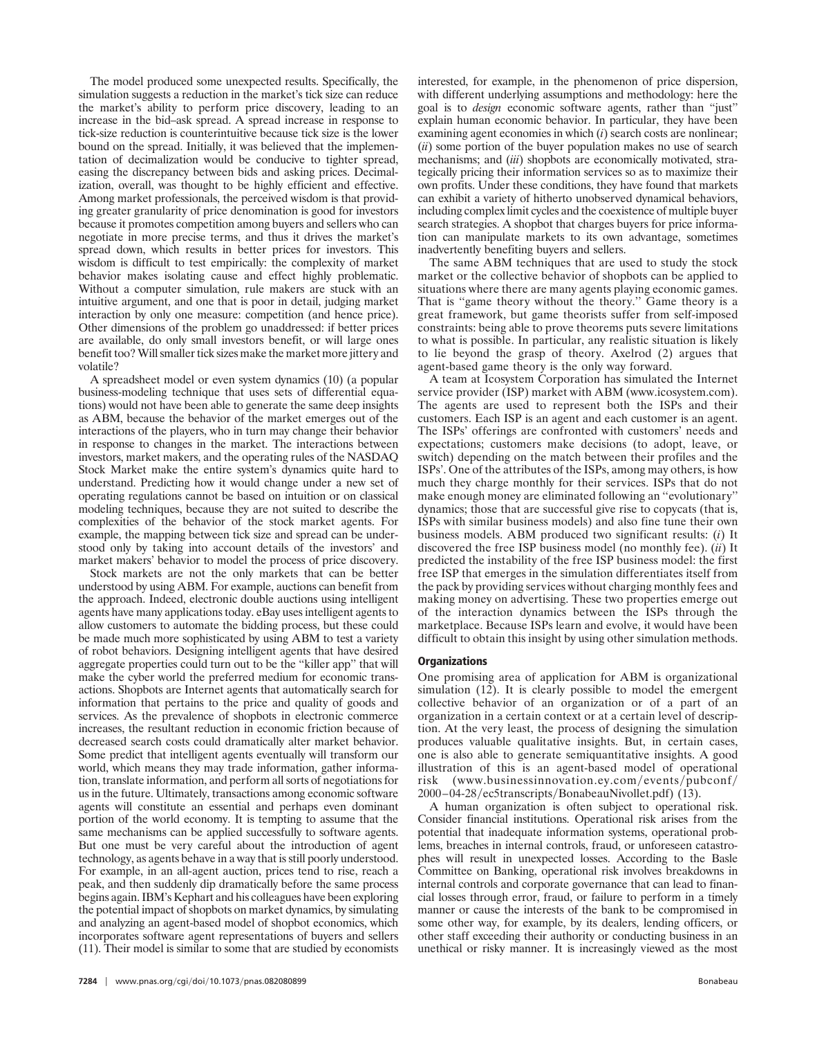The model produced some unexpected results. Specifically, the simulation suggests a reduction in the market's tick size can reduce the market's ability to perform price discovery, leading to an increase in the bid–ask spread. A spread increase in response to tick-size reduction is counterintuitive because tick size is the lower bound on the spread. Initially, it was believed that the implementation of decimalization would be conducive to tighter spread, easing the discrepancy between bids and asking prices. Decimalization, overall, was thought to be highly efficient and effective. Among market professionals, the perceived wisdom is that providing greater granularity of price denomination is good for investors because it promotes competition among buyers and sellers who can negotiate in more precise terms, and thus it drives the market's spread down, which results in better prices for investors. This wisdom is difficult to test empirically: the complexity of market behavior makes isolating cause and effect highly problematic. Without a computer simulation, rule makers are stuck with an intuitive argument, and one that is poor in detail, judging market interaction by only one measure: competition (and hence price). Other dimensions of the problem go unaddressed: if better prices are available, do only small investors benefit, or will large ones benefit too? Will smaller tick sizes make the market more jittery and volatile?

A spreadsheet model or even system dynamics (10) (a popular business-modeling technique that uses sets of differential equations) would not have been able to generate the same deep insights as ABM, because the behavior of the market emerges out of the interactions of the players, who in turn may change their behavior in response to changes in the market. The interactions between investors, market makers, and the operating rules of the NASDAQ Stock Market make the entire system's dynamics quite hard to understand. Predicting how it would change under a new set of operating regulations cannot be based on intuition or on classical modeling techniques, because they are not suited to describe the complexities of the behavior of the stock market agents. For example, the mapping between tick size and spread can be understood only by taking into account details of the investors' and market makers' behavior to model the process of price discovery.

Stock markets are not the only markets that can be better understood by using ABM. For example, auctions can benefit from the approach. Indeed, electronic double auctions using intelligent agents have many applications today. eBay uses intelligent agents to allow customers to automate the bidding process, but these could be made much more sophisticated by using ABM to test a variety of robot behaviors. Designing intelligent agents that have desired aggregate properties could turn out to be the "killer app" that will make the cyber world the preferred medium for economic transactions. Shopbots are Internet agents that automatically search for information that pertains to the price and quality of goods and services. As the prevalence of shopbots in electronic commerce increases, the resultant reduction in economic friction because of decreased search costs could dramatically alter market behavior. Some predict that intelligent agents eventually will transform our world, which means they may trade information, gather information, translate information, and perform all sorts of negotiations for us in the future. Ultimately, transactions among economic software agents will constitute an essential and perhaps even dominant portion of the world economy. It is tempting to assume that the same mechanisms can be applied successfully to software agents. But one must be very careful about the introduction of agent technology, as agents behave in a way that is still poorly understood. For example, in an all-agent auction, prices tend to rise, reach a peak, and then suddenly dip dramatically before the same process begins again. IBM's Kephart and his colleagues have been exploring the potential impact of shopbots on market dynamics, by simulating and analyzing an agent-based model of shopbot economics, which incorporates software agent representations of buyers and sellers (11). Their model is similar to some that are studied by economists interested, for example, in the phenomenon of price dispersion, with different underlying assumptions and methodology: here the goal is to *design* economic software agents, rather than "just" explain human economic behavior. In particular, they have been examining agent economies in which (*i*) search costs are nonlinear; (*ii*) some portion of the buyer population makes no use of search mechanisms; and (*iii*) shopbots are economically motivated, strategically pricing their information services so as to maximize their own profits. Under these conditions, they have found that markets can exhibit a variety of hitherto unobserved dynamical behaviors, including complex limit cycles and the coexistence of multiple buyer search strategies. A shopbot that charges buyers for price information can manipulate markets to its own advantage, sometimes inadvertently benefiting buyers and sellers.

The same ABM techniques that are used to study the stock market or the collective behavior of shopbots can be applied to situations where there are many agents playing economic games. That is "game theory without the theory." Game theory is a great framework, but game theorists suffer from self-imposed constraints: being able to prove theorems puts severe limitations to what is possible. In particular, any realistic situation is likely to lie beyond the grasp of theory. Axelrod (2) argues that agent-based game theory is the only way forward.

A team at Icosystem Corporation has simulated the Internet service provider (ISP) market with ABM (www.icosystem.com). The agents are used to represent both the ISPs and their customers. Each ISP is an agent and each customer is an agent. The ISPs' offerings are confronted with customers' needs and expectations; customers make decisions (to adopt, leave, or switch) depending on the match between their profiles and the ISPs'. One of the attributes of the ISPs, among may others, is how much they charge monthly for their services. ISPs that do not make enough money are eliminated following an "evolutionary" dynamics; those that are successful give rise to copycats (that is, ISPs with similar business models) and also fine tune their own business models. ABM produced two significant results: (*i*) It discovered the free ISP business model (no monthly fee). (*ii*) It predicted the instability of the free ISP business model: the first free ISP that emerges in the simulation differentiates itself from the pack by providing services without charging monthly fees and making money on advertising. These two properties emerge out of the interaction dynamics between the ISPs through the marketplace. Because ISPs learn and evolve, it would have been difficult to obtain this insight by using other simulation methods.

## Organizations

One promising area of application for ABM is organizational simulation (12). It is clearly possible to model the emergent collective behavior of an organization or of a part of an organization in a certain context or at a certain level of description. At the very least, the process of designing the simulation produces valuable qualitative insights. But, in certain cases, one is also able to generate semiquantitative insights. A good illustration of this is an agent-based model of operational risk (www.businessinnovation.ey.com/events/pubconf/2000–04-28/ec5transcripts/BonabeauNivollet.pdf) (13).

A human organization is often subject to operational risk. Consider financial institutions. Operational risk arises from the potential that inadequate information systems, operational problems, breaches in internal controls, fraud, or unforeseen catastrophes will result in unexpected losses. According to the Basle Committee on Banking, operational risk involves breakdowns in internal controls and corporate governance that can lead to financial losses through error, fraud, or failure to perform in a timely manner or cause the interests of the bank to be compromised in some other way, for example, by its dealers, lending officers, or other staff exceeding their authority or conducting business in an unethical or risky manner. It is increasingly viewed as the most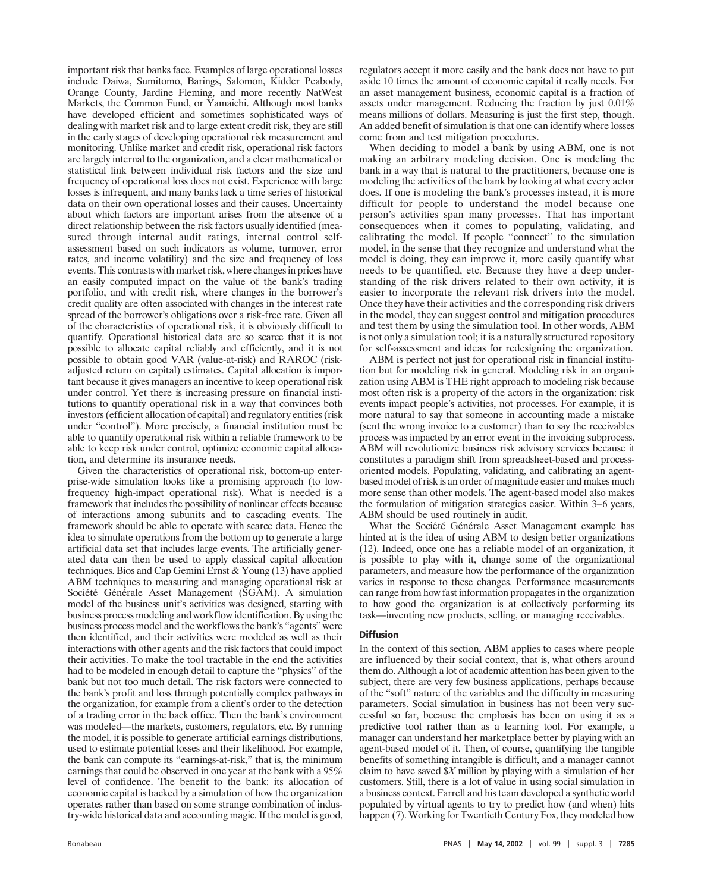important risk that banks face. Examples of large operational losses include Daiwa, Sumitomo, Barings, Salomon, Kidder Peabody, Orange County, Jardine Fleming, and more recently NatWest Markets, the Common Fund, or Yamaichi. Although most banks have developed efficient and sometimes sophisticated ways of dealing with market risk and to large extent credit risk, they are still in the early stages of developing operational risk measurement and monitoring. Unlike market and credit risk, operational risk factors are largely internal to the organization, and a clear mathematical or statistical link between individual risk factors and the size and frequency of operational loss does not exist. Experience with large losses is infrequent, and many banks lack a time series of historical data on their own operational losses and their causes. Uncertainty about which factors are important arises from the absence of a direct relationship between the risk factors usually identified (measured through internal audit ratings, internal control self-assessment based on such indicators as volume, turnover, error rates, and income volatility) and the size and frequency of loss events. This contrasts with market risk, where changes in prices have an easily computed impact on the value of the bank's trading portfolio, and with credit risk, where changes in the borrower's credit quality are often associated with changes in the interest rate spread of the borrower's obligations over a risk-free rate. Given all of the characteristics of operational risk, it is obviously difficult to quantify. Operational historical data are so scarce that it is not possible to allocate capital reliably and efficiently, and it is not possible to obtain good VAR (value-at-risk) and RAROC (risk-adjusted return on capital) estimates. Capital allocation is important because it gives managers an incentive to keep operational risk under control. Yet there is increasing pressure on financial institutions to quantify operational risk in a way that convinces both investors (efficient allocation of capital) and regulatory entities (risk under "control"). More precisely, a financial institution must be able to quantify operational risk within a reliable framework to be able to keep risk under control, optimize economic capital allocation, and determine its insurance needs.

Given the characteristics of operational risk, bottom-up enterprise-wide simulation looks like a promising approach (to low-frequency high-impact operational risk). What is needed is a framework that includes the possibility of nonlinear effects because of interactions among subunits and to cascading events. The framework should be able to operate with scarce data. Hence the idea to simulate operations from the bottom up to generate a large artificial data set that includes large events. The artificially generated data can then be used to apply classical capital allocation techniques. Bios and Cap Gemini Ernst & Young (13) have applied ABM techniques to measuring and managing operational risk at Société Générale Asset Management (SGAM). A simulation model of the business unit's activities was designed, starting with business process modeling and workflow identification. By using the business process model and the workflows the bank's "agents" were then identified, and their activities were modeled as well as their interactions with other agents and the risk factors that could impact their activities. To make the tool tractable in the end the activities had to be modeled in enough detail to capture the "physics" of the bank but not too much detail. The risk factors were connected to the bank's profit and loss through potentially complex pathways in the organization, for example from a client's order to the detection of a trading error in the back office. Then the bank's environment was modeled—the markets, customers, regulators, etc. By running the model, it is possible to generate artificial earnings distributions, used to estimate potential losses and their likelihood. For example, the bank can compute its "earnings-at-risk," that is, the minimum earnings that could be observed in one year at the bank with a 95% level of confidence. The benefit to the bank: its allocation of economic capital is backed by a simulation of how the organization operates rather than based on some strange combination of industry-wide historical data and accounting magic. If the model is good, regulators accept it more easily and the bank does not have to put aside 10 times the amount of economic capital it really needs. For an asset management business, economic capital is a fraction of assets under management. Reducing the fraction by just 0.01% means millions of dollars. Measuring is just the first step, though. An added benefit of simulation is that one can identify where losses come from and test mitigation procedures.

When deciding to model a bank by using ABM, one is not making an arbitrary modeling decision. One is modeling the bank in a way that is natural to the practitioners, because one is modeling the activities of the bank by looking at what every actor does. If one is modeling the bank's processes instead, it is more difficult for people to understand the model because one person's activities span many processes. That has important consequences when it comes to populating, validating, and calibrating the model. If people "connect" to the simulation model, in the sense that they recognize and understand what the model is doing, they can improve it, more easily quantify what needs to be quantified, etc. Because they have a deep understanding of the risk drivers related to their own activity, it is easier to incorporate the relevant risk drivers into the model. Once they have their activities and the corresponding risk drivers in the model, they can suggest control and mitigation procedures and test them by using the simulation tool. In other words, ABM is not only a simulation tool; it is a naturally structured repository for self-assessment and ideas for redesigning the organization.

ABM is perfect not just for operational risk in financial institution but for modeling risk in general. Modeling risk in an organization using ABM is THE right approach to modeling risk because most often risk is a property of the actors in the organization: risk events impact people's activities, not processes. For example, it is more natural to say that someone in accounting made a mistake (sent the wrong invoice to a customer) than to say the receivables process was impacted by an error event in the invoicing subprocess. ABM will revolutionize business risk advisory services because it constitutes a paradigm shift from spreadsheet-based and process-oriented models. Populating, validating, and calibrating an agent-based model of risk is an order of magnitude easier and makes much more sense than other models. The agent-based model also makes the formulation of mitigation strategies easier. Within 3–6 years, ABM should be used routinely in audit.

What the Société Générale Asset Management example has hinted at is the idea of using ABM to design better organizations (12). Indeed, once one has a reliable model of an organization, it is possible to play with it, change some of the organizational parameters, and measure how the performance of the organization varies in response to these changes. Performance measurements can range from how fast information propagates in the organization to how good the organization is at collectively performing its task—inventing new products, selling, or managing receivables.

## Diffusion

In the context of this section, ABM applies to cases where people are influenced by their social context, that is, what others around them do. Although a lot of academic attention has been given to the subject, there are very few business applications, perhaps because of the "soft" nature of the variables and the difficulty in measuring parameters. Social simulation in business has not been very successful so far, because the emphasis has been on using it as a predictive tool rather than as a learning tool. For example, a manager can understand her marketplace better by playing with an agent-based model of it. Then, of course, quantifying the tangible benefits of something intangible is difficult, and a manager cannot claim to have saved $\$X$ million by playing with a simulation of her customers. Still, there is a lot of value in using social simulation in a business context. Farrell and his team developed a synthetic world populated by virtual agents to try to predict how (and when) hits happen (7). Working for Twentieth Century Fox, they modeled how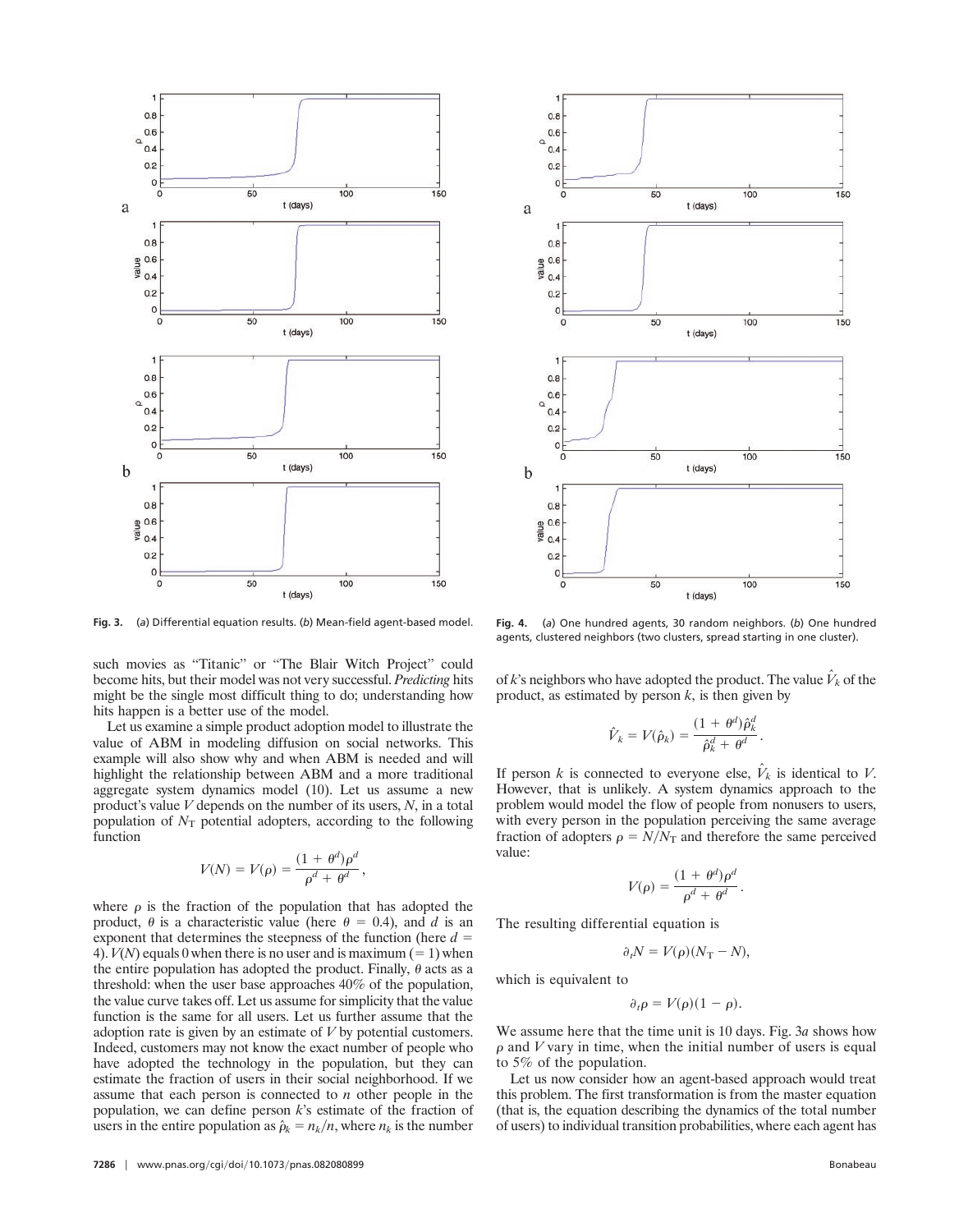Fig. 3. (*a*) Differential equation results. (*b*) Mean-field agent-based model.

Fig. 4. (*a*) One hundred agents, 30 random neighbors. (*b*) One hundred agents, clustered neighbors (two clusters, spread starting in one cluster).

such movies as "Titanic" or "The Blair Witch Project" could become hits, but their model was not very successful. *Predicting* hits might be the single most difficult thing to do; understanding how hits happen is a better use of the model.

Let us examine a simple product adoption model to illustrate the value of ABM in modeling diffusion on social networks. This example will also show why and when ABM is needed and will highlight the relationship between ABM and a more traditional aggregate system dynamics model (10). Let us assume a new product's value $V$ depends on the number of its users, $N$, in a total population of $N_T$ potential adopters, according to the following function

$$V(N) = V(\rho) = \frac{(1 + \theta^d)\rho^d}{\rho^d + \theta^d},$$

where $\rho$ is the fraction of the population that has adopted the product, $\theta$ is a characteristic value (here $\theta = 0.4$), and $d$ is an exponent that determines the steepness of the function (here $d = 4$). $V(N)$ equals 0 when there is no user and is maximum ($= 1$) when the entire population has adopted the product. Finally, $\theta$ acts as a threshold: when the user base approaches 40% of the population, the value curve takes off. Let us assume for simplicity that the value function is the same for all users. Let us further assume that the adoption rate is given by an estimate of $V$ by potential customers. Indeed, customers may not know the exact number of people who have adopted the technology in the population, but they can estimate the fraction of users in their social neighborhood. If we assume that each person is connected to $n$ other people in the population, we can define person $k$'s estimate of the fraction of users in the entire population as $\hat{\rho}_k = n_k/n$, where $n_k$ is the number of $k$'s neighbors who have adopted the product. The value $\hat{V}_k$ of the product, as estimated by person $k$, is then given by

$$\hat{V}_k = V(\hat{\rho}_k) = \frac{(1 + \theta^d)\hat{\rho}_k^d}{\hat{\rho}_k^d + \theta^d}.$$

If person $k$ is connected to everyone else, $\hat{V}_k$ is identical to $V$. However, that is unlikely. A system dynamics approach to the problem would model the flow of people from nonusers to users, with every person in the population perceiving the same average fraction of adopters $\rho = N/N_T$ and therefore the same perceived value:

$$V(\rho) = \frac{(1 + \theta^d)\rho^d}{\rho^d + \theta^d}.$$

The resulting differential equation is

$$\partial_t N = V(\rho)(N_T - N),$$

which is equivalent to

$$\partial_t \rho = V(\rho)(1 - \rho).$$

We assume here that the time unit is 10 days. Fig. 3*a* shows how $\rho$ and $V$ vary in time, when the initial number of users is equal to 5% of the population.

Let us now consider how an agent-based approach would treat this problem. The first transformation is from the master equation (that is, the equation describing the dynamics of the total number of users) to individual transition probabilities, where each agent has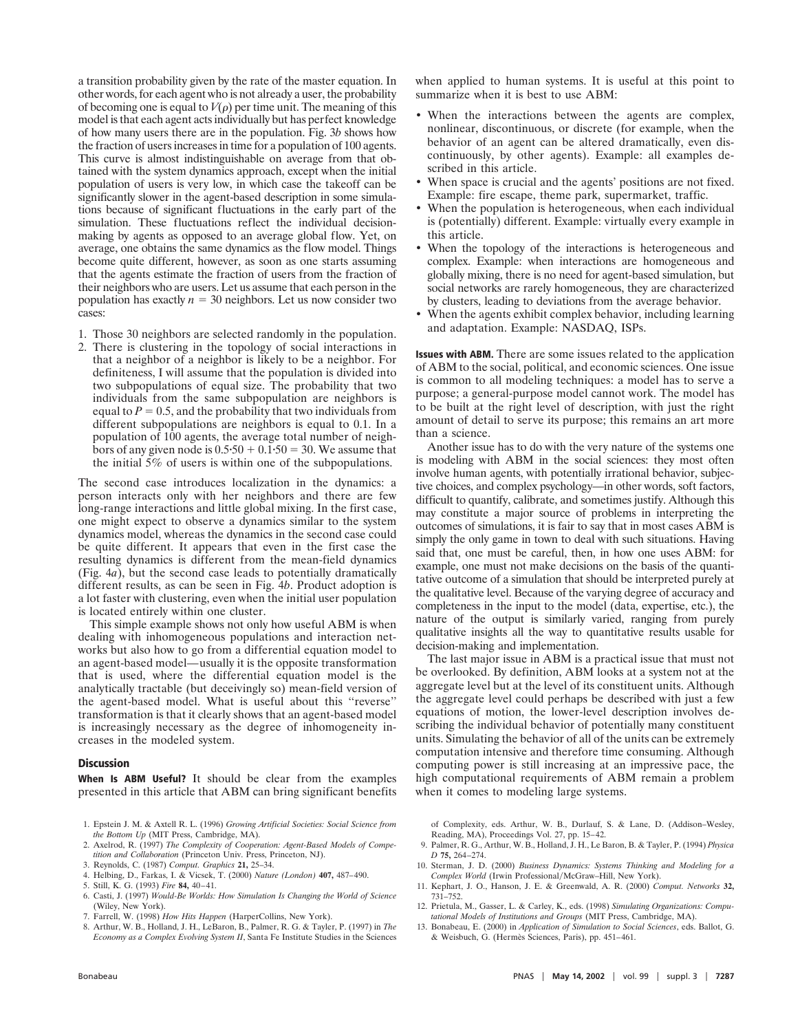a transition probability given by the rate of the master equation. In other words, for each agent who is not already a user, the probability of becoming one is equal to $V(\rho)$ per time unit. The meaning of this model is that each agent acts individually but has perfect knowledge of how many users there are in the population. Fig. 3*b* shows how the fraction of users increases in time for a population of 100 agents. This curve is almost indistinguishable on average from that obtained with the system dynamics approach, except when the initial population of users is very low, in which case the takeoff can be significantly slower in the agent-based description in some simulations because of significant fluctuations in the early part of the simulation. These fluctuations reflect the individual decision-making by agents as opposed to an average global flow. Yet, on average, one obtains the same dynamics as the flow model. Things become quite different, however, as soon as one starts assuming that the agents estimate the fraction of users from the fraction of their neighbors who are users. Let us assume that each person in the population has exactly $n = 30$ neighbors. Let us now consider two cases:

1. Those 30 neighbors are selected randomly in the population.
2. There is clustering in the topology of social interactions in that a neighbor of a neighbor is likely to be a neighbor. For definiteness, I will assume that the population is divided into two subpopulations of equal size. The probability that two individuals from the same subpopulation are neighbors is equal to $P = 0.5$, and the probability that two individuals from different subpopulations are neighbors is equal to 0.1. In a population of 100 agents, the average total number of neighbors of any given node is $0.5{\cdot}50 + 0.1{\cdot}50 = 30$. We assume that the initial 5% of users is within one of the subpopulations.

The second case introduces localization in the dynamics: a person interacts only with her neighbors and there are few long-range interactions and little global mixing. In the first case, one might expect to observe a dynamics similar to the system dynamics model, whereas the dynamics in the second case could be quite different. It appears that even in the first case the resulting dynamics is different from the mean-field dynamics (Fig. 4*a*), but the second case leads to potentially dramatically different results, as can be seen in Fig. 4*b*. Product adoption is a lot faster with clustering, even when the initial user population is located entirely within one cluster.

This simple example shows not only how useful ABM is when dealing with inhomogeneous populations and interaction networks but also how to go from a differential equation model to an agent-based model—usually it is the opposite transformation that is used, where the differential equation model is the analytically tractable (but deceivingly so) mean-field version of the agent-based model. What is useful about this "reverse" transformation is that it clearly shows that an agent-based model is increasingly necessary as the degree of inhomogeneity increases in the modeled system.

## Discussion

**When Is ABM Useful?** It should be clear from the examples presented in this article that ABM can bring significant benefits when applied to human systems. It is useful at this point to summarize when it is best to use ABM:

- When the interactions between the agents are complex, nonlinear, discontinuous, or discrete (for example, when the behavior of an agent can be altered dramatically, even discontinuously, by other agents). Example: all examples described in this article.
- When space is crucial and the agents' positions are not fixed. Example: fire escape, theme park, supermarket, traffic.
- When the population is heterogeneous, when each individual is (potentially) different. Example: virtually every example in this article.
- When the topology of the interactions is heterogeneous and complex. Example: when interactions are homogeneous and globally mixing, there is no need for agent-based simulation, but social networks are rarely homogeneous, they are characterized by clusters, leading to deviations from the average behavior.
- When the agents exhibit complex behavior, including learning and adaptation. Example: NASDAQ, ISPs.

**Issues with ABM.** There are some issues related to the application of ABM to the social, political, and economic sciences. One issue is common to all modeling techniques: a model has to serve a purpose; a general-purpose model cannot work. The model has to be built at the right level of description, with just the right amount of detail to serve its purpose; this remains an art more than a science.

Another issue has to do with the very nature of the systems one is modeling with ABM in the social sciences: they most often involve human agents, with potentially irrational behavior, subjective choices, and complex psychology—in other words, soft factors, difficult to quantify, calibrate, and sometimes justify. Although this may constitute a major source of problems in interpreting the outcomes of simulations, it is fair to say that in most cases ABM is simply the only game in town to deal with such situations. Having said that, one must be careful, then, in how one uses ABM: for example, one must not make decisions on the basis of the quantitative outcome of a simulation that should be interpreted purely at the qualitative level. Because of the varying degree of accuracy and completeness in the input to the model (data, expertise, etc.), the nature of the output is similarly varied, ranging from purely qualitative insights all the way to quantitative results usable for decision-making and implementation.

The last major issue in ABM is a practical issue that must not be overlooked. By definition, ABM looks at a system not at the aggregate level but at the level of its constituent units. Although the aggregate level could perhaps be described with just a few equations of motion, the lower-level description involves describing the individual behavior of potentially many constituent units. Simulating the behavior of all of the units can be extremely computation intensive and therefore time consuming. Although computing power is still increasing at an impressive pace, the high computational requirements of ABM remain a problem when it comes to modeling large systems.

1. Epstein J. M. & Axtell R. L. (1996) *Growing Artificial Societies: Social Science from the Bottom Up* (MIT Press, Cambridge, MA).
2. Axelrod, R. (1997) *The Complexity of Cooperation: Agent-Based Models of Competition and Collaboration* (Princeton Univ. Press, Princeton, NJ).
3. Reynolds, C. (1987) *Comput. Graphics* **21,** 25–34.
4. Helbing, D., Farkas, I. & Vicsek, T. (2000) *Nature (London)* **407,** 487–490.
5. Still, K. G. (1993) *Fire* **84,** 40–41.
6. Casti, J. (1997) *Would-Be Worlds: How Simulation Is Changing the World of Science* (Wiley, New York).
7. Farrell, W. (1998) *How Hits Happen* (HarperCollins, New York).
8. Arthur, W. B., Holland, J. H., LeBaron, B., Palmer, R. G. & Tayler, P. (1997) in *The Economy as a Complex Evolving System II*, Santa Fe Institute Studies in the Sciences of Complexity, eds. Arthur, W. B., Durlauf, S. & Lane, D. (Addison–Wesley, Reading, MA), Proceedings Vol. 27, pp. 15–42.
9. Palmer, R. G., Arthur, W. B., Holland, J. H., Le Baron, B. & Tayler, P. (1994) *Physica D* **75,** 264–274.
10. Sterman, J. D. (2000) *Business Dynamics: Systems Thinking and Modeling for a Complex World* (Irwin Professional/McGraw–Hill, New York).
11. Kephart, J. O., Hanson, J. E. & Greenwald, A. R. (2000) *Comput. Networks* **32,** 731–752.
12. Prietula, M., Gasser, L. & Carley, K., eds. (1998) *Simulating Organizations: Computational Models of Institutions and Groups* (MIT Press, Cambridge, MA).
13. Bonabeau, E. (2000) in *Application of Simulation to Social Sciences*, eds. Ballot, G. & Weisbuch, G. (Hermès Sciences, Paris), pp. 451–461.